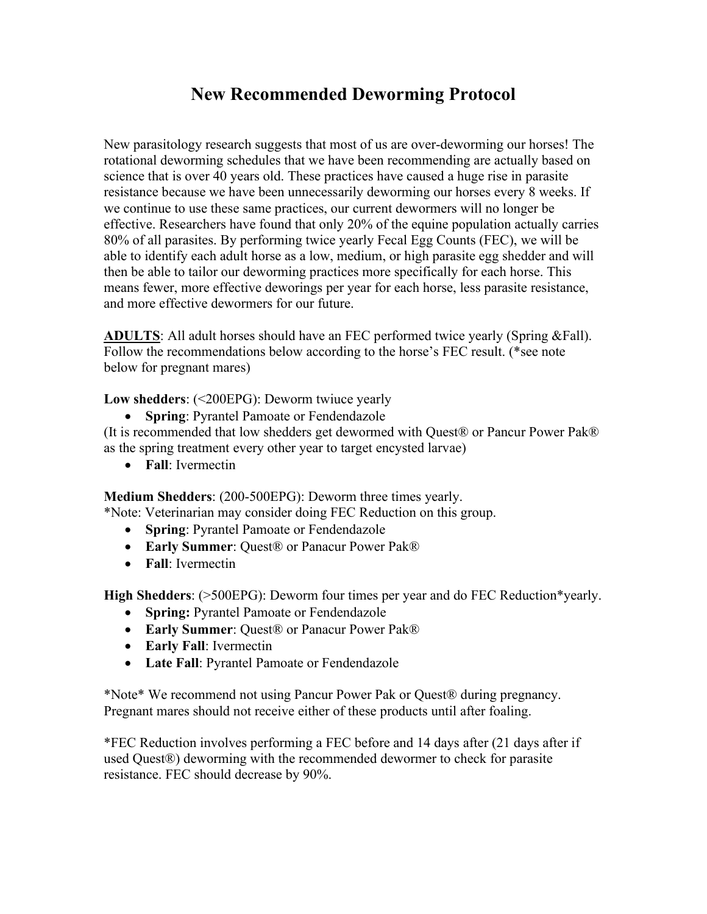# New Recommended Deworming Protocol

New parasitology research suggests that most of us are over-deworming our horses! The rotational deworming schedules that we have been recommending are actually based on science that is over 40 years old. These practices have caused a huge rise in parasite resistance because we have been unnecessarily deworming our horses every 8 weeks. If we continue to use these same practices, our current dewormers will no longer be effective. Researchers have found that only 20% of the equine population actually carries 80% of all parasites. By performing twice yearly Fecal Egg Counts (FEC), we will be able to identify each adult horse as a low, medium, or high parasite egg shedder and will then be able to tailor our deworming practices more specifically for each horse. This means fewer, more effective dewormings per year for each horse, less parasite resistance, and more effective dewormers for our future.

**ADULTS**: All adult horses should have an FEC performed twice yearly (Spring &Fall). Follow the recommendations below according to the horse's FEC result. (*see note below for pregnant mares)

**Low shedders**: (<200EPG): Deworm twiuce yearly

- **Spring**: Pyrantel Pamoate or Fendendazole

(It is recommended that low shedders get dewormed with Quest® or Pancur Power Pak® as the spring treatment every other year to target encysted larvae)

- **Fall**: Ivermectin

**Medium Shedders**: (200-500EPG): Deworm three times yearly.
*Note: Veterinarian may consider doing FEC Reduction on this group.

- **Spring**: Pyrantel Pamoate or Fendendazole
- **Early Summer**: Quest® or Panacur Power Pak®
- **Fall**: Ivermectin

**High Shedders**: (>500EPG): Deworm four times per year and do FEC Reduction*yearly.

- **Spring:** Pyrantel Pamoate or Fendendazole
- **Early Summer**: Quest® or Panacur Power Pak®
- **Early Fall**: Ivermectin
- **Late Fall**: Pyrantel Pamoate or Fendendazole

*Note* We recommend not using Pancur Power Pak or Quest® during pregnancy. Pregnant mares should not receive either of these products until after foaling.

*FEC Reduction involves performing a FEC before and 14 days after (21 days after if used Quest®) deworming with the recommended dewormer to check for parasite resistance. FEC should decrease by 90%.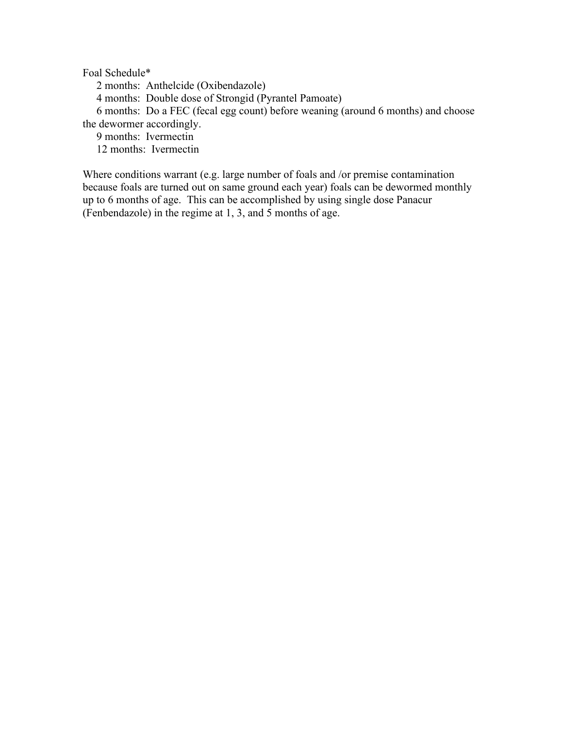Foal Schedule*

- 2 months: Anthelcide (Oxibendazole)
- 4 months: Double dose of Strongid (Pyrantel Pamoate)
- 6 months: Do a FEC (fecal egg count) before weaning (around 6 months) and choose the dewormer accordingly.
- 9 months: Ivermectin
- 12 months: Ivermectin

Where conditions warrant (e.g. large number of foals and /or premise contamination because foals are turned out on same ground each year) foals can be dewormed monthly up to 6 months of age. This can be accomplished by using single dose Panacur (Fenbendazole) in the regime at 1, 3, and 5 months of age.